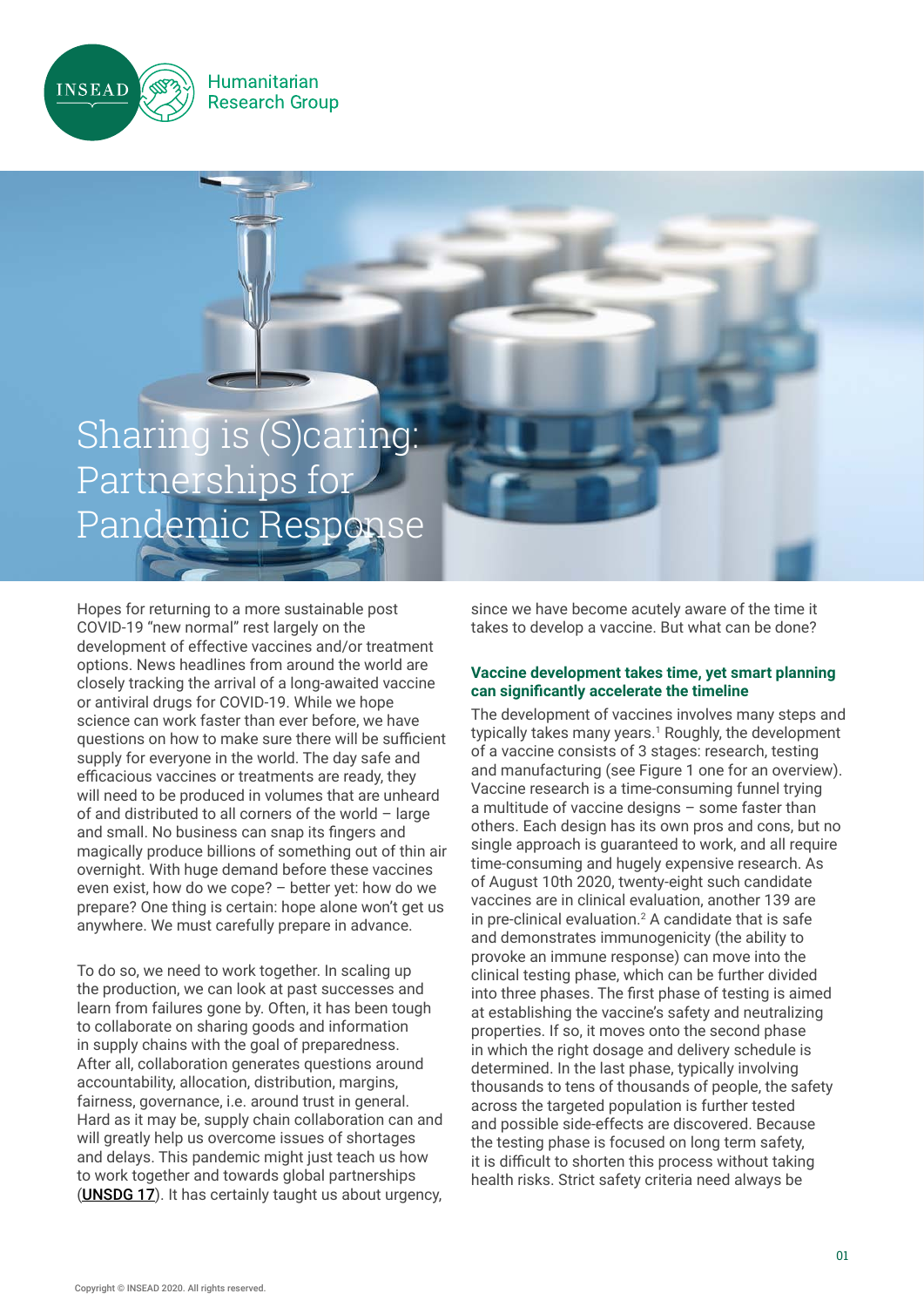INSEAD Humanitarian Research Group

# Sharing is (S)caring: Partnerships for Pandemic Response

Hopes for returning to a more sustainable post COVID-19 "new normal" rest largely on the development of effective vaccines and/or treatment options. News headlines from around the world are closely tracking the arrival of a long-awaited vaccine or antiviral drugs for COVID-19. While we hope science can work faster than ever before, we have questions on how to make sure there will be sufficient supply for everyone in the world. The day safe and efficacious vaccines or treatments are ready, they will need to be produced in volumes that are unheard of and distributed to all corners of the world – large and small. No business can snap its fingers and magically produce billions of something out of thin air overnight. With huge demand before these vaccines even exist, how do we cope? – better yet: how do we prepare? One thing is certain: hope alone won't get us anywhere. We must carefully prepare in advance.

To do so, we need to work together. In scaling up the production, we can look at past successes and learn from failures gone by. Often, it has been tough to collaborate on sharing goods and information in supply chains with the goal of preparedness. After all, collaboration generates questions around accountability, allocation, distribution, margins, fairness, governance, i.e. around trust in general. Hard as it may be, supply chain collaboration can and will greatly help us overcome issues of shortages and delays. This pandemic might just teach us how to work together and towards global partnerships (**UNSDG 17**). It has certainly taught us about urgency, since we have become acutely aware of the time it takes to develop a vaccine. But what can be done?

## Vaccine development takes time, yet smart planning can significantly accelerate the timeline

The development of vaccines involves many steps and typically takes many years.[1] Roughly, the development of a vaccine consists of 3 stages: research, testing and manufacturing (see Figure 1 one for an overview). Vaccine research is a time-consuming funnel trying a multitude of vaccine designs – some faster than others. Each design has its own pros and cons, but no single approach is guaranteed to work, and all require time-consuming and hugely expensive research. As of August 10th 2020, twenty-eight such candidate vaccines are in clinical evaluation, another 139 are in pre-clinical evaluation.[2] A candidate that is safe and demonstrates immunogenicity (the ability to provoke an immune response) can move into the clinical testing phase, which can be further divided into three phases. The first phase of testing is aimed at establishing the vaccine's safety and neutralizing properties. If so, it moves onto the second phase in which the right dosage and delivery schedule is determined. In the last phase, typically involving thousands to tens of thousands of people, the safety across the targeted population is further tested and possible side-effects are discovered. Because the testing phase is focused on long term safety, it is difficult to shorten this process without taking health risks. Strict safety criteria need always be

Copyright © INSEAD 2020. All rights reserved.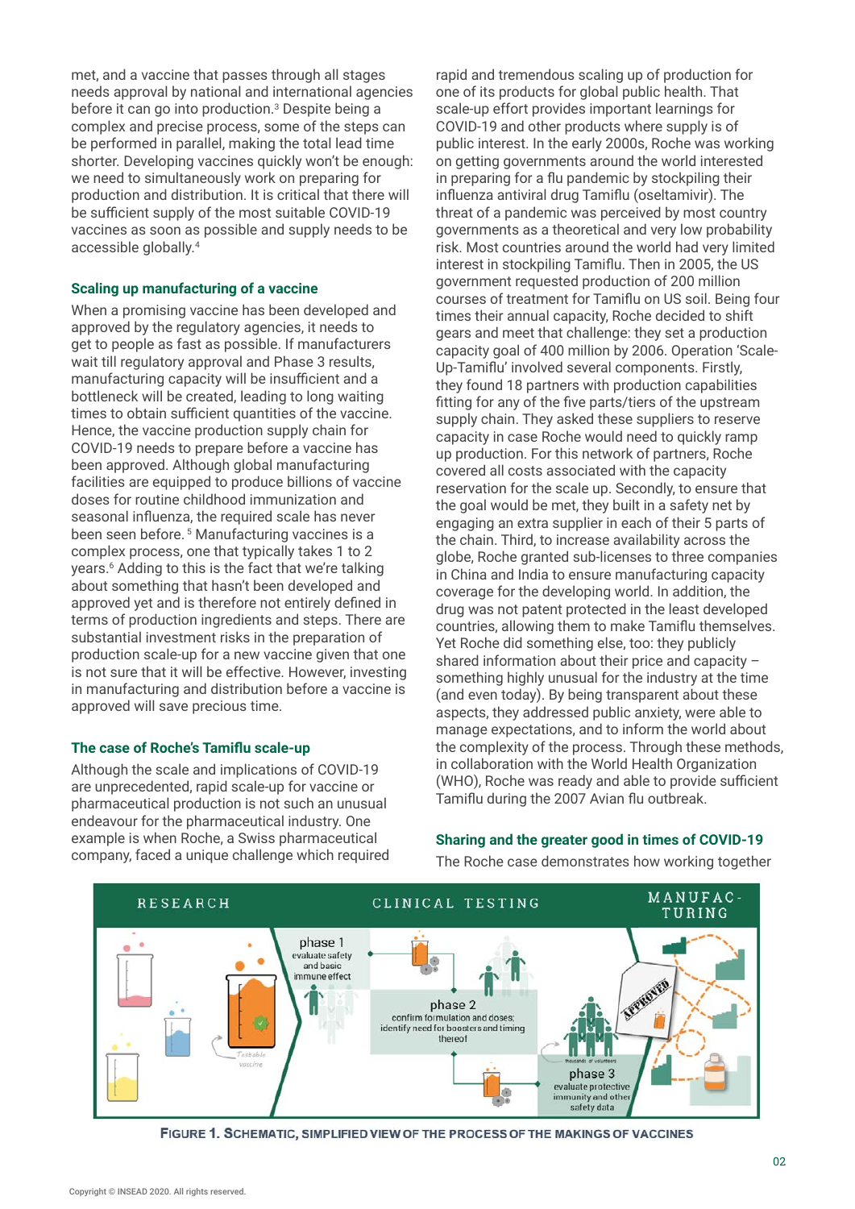met, and a vaccine that passes through all stages needs approval by national and international agencies before it can go into production.[3] Despite being a complex and precise process, some of the steps can be performed in parallel, making the total lead time shorter. Developing vaccines quickly won't be enough: we need to simultaneously work on preparing for production and distribution. It is critical that there will be sufficient supply of the most suitable COVID-19 vaccines as soon as possible and supply needs to be accessible globally.[4]

### Scaling up manufacturing of a vaccine

When a promising vaccine has been developed and approved by the regulatory agencies, it needs to get to people as fast as possible. If manufacturers wait till regulatory approval and Phase 3 results, manufacturing capacity will be insufficient and a bottleneck will be created, leading to long waiting times to obtain sufficient quantities of the vaccine. Hence, the vaccine production supply chain for COVID-19 needs to prepare before a vaccine has been approved. Although global manufacturing facilities are equipped to produce billions of vaccine doses for routine childhood immunization and seasonal influenza, the required scale has never been seen before.[5] Manufacturing vaccines is a complex process, one that typically takes 1 to 2 years.[6] Adding to this is the fact that we're talking about something that hasn't been developed and approved yet and is therefore not entirely defined in terms of production ingredients and steps. There are substantial investment risks in the preparation of production scale-up for a new vaccine given that one is not sure that it will be effective. However, investing in manufacturing and distribution before a vaccine is approved will save precious time.

### The case of Roche's Tamiflu scale-up

Although the scale and implications of COVID-19 are unprecedented, rapid scale-up for vaccine or pharmaceutical production is not such an unusual endeavour for the pharmaceutical industry. One example is when Roche, a Swiss pharmaceutical company, faced a unique challenge which required rapid and tremendous scaling up of production for one of its products for global public health. That scale-up effort provides important learnings for COVID-19 and other products where supply is of public interest. In the early 2000s, Roche was working on getting governments around the world interested in preparing for a flu pandemic by stockpiling their influenza antiviral drug Tamiflu (oseltamivir). The threat of a pandemic was perceived by most country governments as a theoretical and very low probability risk. Most countries around the world had very limited interest in stockpiling Tamiflu. Then in 2005, the US government requested production of 200 million courses of treatment for Tamiflu on US soil. Being four times their annual capacity, Roche decided to shift gears and meet that challenge: they set a production capacity goal of 400 million by 2006. Operation 'Scale-Up-Tamiflu' involved several components. Firstly, they found 18 partners with production capabilities fitting for any of the five parts/tiers of the upstream supply chain. They asked these suppliers to reserve capacity in case Roche would need to quickly ramp up production. For this network of partners, Roche covered all costs associated with the capacity reservation for the scale up. Secondly, to ensure that the goal would be met, they built in a safety net by engaging an extra supplier in each of their 5 parts of the chain. Third, to increase availability across the globe, Roche granted sub-licenses to three companies in China and India to ensure manufacturing capacity coverage for the developing world. In addition, the drug was not patent protected in the least developed countries, allowing them to make Tamiflu themselves. Yet Roche did something else, too: they publicly shared information about their price and capacity – something highly unusual for the industry at the time (and even today). By being transparent about these aspects, they addressed public anxiety, were able to manage expectations, and to inform the world about the complexity of the process. Through these methods, in collaboration with the World Health Organization (WHO), Roche was ready and able to provide sufficient Tamiflu during the 2007 Avian flu outbreak.

### Sharing and the greater good in times of COVID-19

The Roche case demonstrates how working together

RESEARCH | CLINICAL TESTING | MANUFACTURING

phase 1: evaluate safety and basic immune effect

phase 2: confirm formulation and doses; identify need for boosters and timing thereof

phase 3: evaluate protective immunity and other safety data

Figure 1. Schematic, simplified view of the process of the makings of vaccines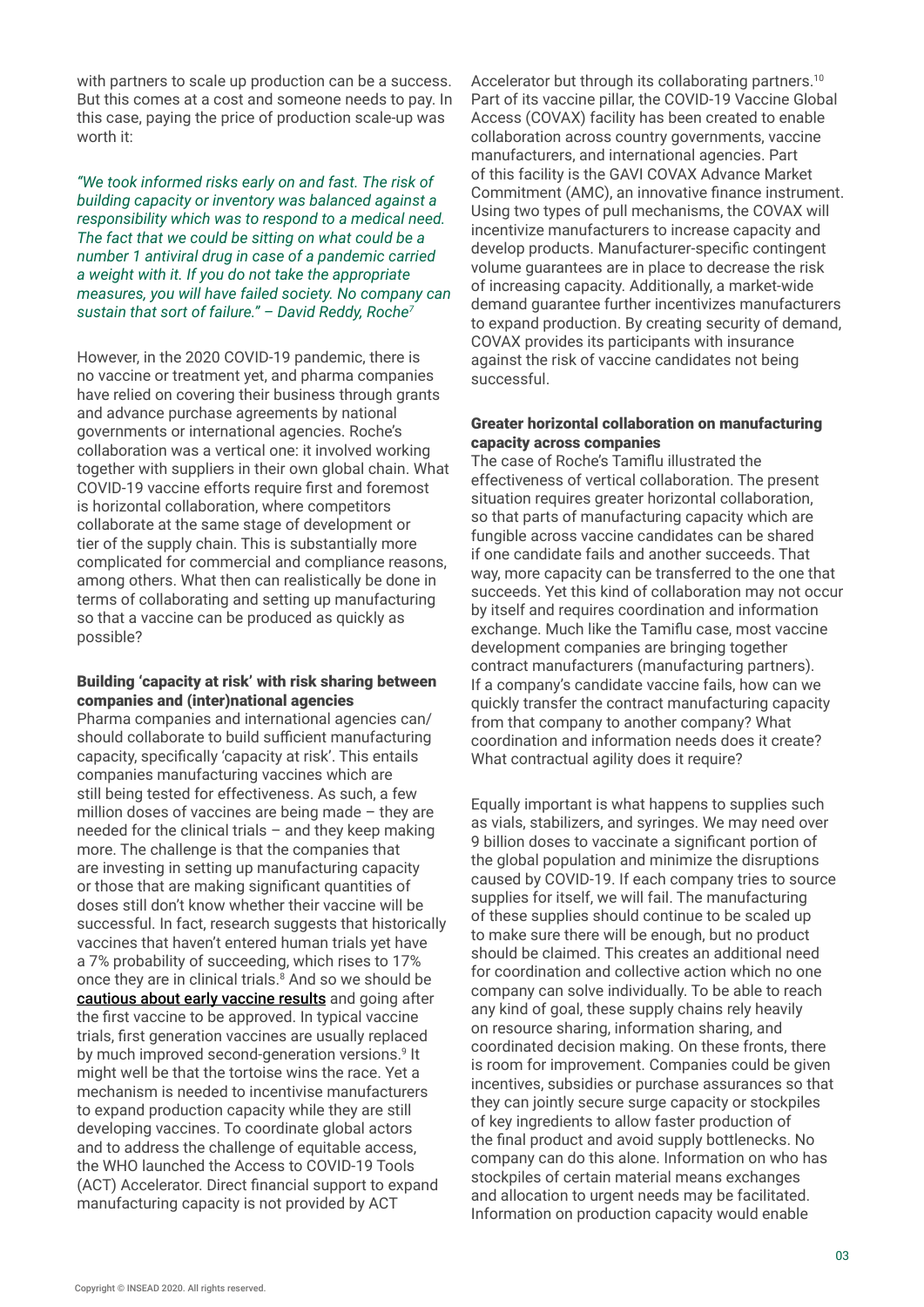with partners to scale up production can be a success. But this comes at a cost and someone needs to pay. In this case, paying the price of production scale-up was worth it:

*"We took informed risks early on and fast. The risk of building capacity or inventory was balanced against a responsibility which was to respond to a medical need. The fact that we could be sitting on what could be a number 1 antiviral drug in case of a pandemic carried a weight with it. If you do not take the appropriate measures, you will have failed society. No company can sustain that sort of failure." – David Reddy, Roche[7]*

However, in the 2020 COVID-19 pandemic, there is no vaccine or treatment yet, and pharma companies have relied on covering their business through grants and advance purchase agreements by national governments or international agencies. Roche's collaboration was a vertical one: it involved working together with suppliers in their own global chain. What COVID-19 vaccine efforts require first and foremost is horizontal collaboration, where competitors collaborate at the same stage of development or tier of the supply chain. This is substantially more complicated for commercial and compliance reasons, among others. What then can realistically be done in terms of collaborating and setting up manufacturing so that a vaccine can be produced as quickly as possible?

## Building 'capacity at risk' with risk sharing between companies and (inter)national agencies

Pharma companies and international agencies can/should collaborate to build sufficient manufacturing capacity, specifically 'capacity at risk'. This entails companies manufacturing vaccines which are still being tested for effectiveness. As such, a few million doses of vaccines are being made – they are needed for the clinical trials – and they keep making more. The challenge is that the companies that are investing in setting up manufacturing capacity or those that are making significant quantities of doses still don't know whether their vaccine will be successful. In fact, research suggests that historically vaccines that haven't entered human trials yet have a 7% probability of succeeding, which rises to 17% once they are in clinical trials.[8] And so we should be **cautious about early vaccine results** and going after the first vaccine to be approved. In typical vaccine trials, first generation vaccines are usually replaced by much improved second-generation versions.[9] It might well be that the tortoise wins the race. Yet a mechanism is needed to incentivise manufacturers to expand production capacity while they are still developing vaccines. To coordinate global actors and to address the challenge of equitable access, the WHO launched the Access to COVID-19 Tools (ACT) Accelerator. Direct financial support to expand manufacturing capacity is not provided by ACT Accelerator but through its collaborating partners.[10] Part of its vaccine pillar, the COVID-19 Vaccine Global Access (COVAX) facility has been created to enable collaboration across country governments, vaccine manufacturers, and international agencies. Part of this facility is the GAVI COVAX Advance Market Commitment (AMC), an innovative finance instrument. Using two types of pull mechanisms, the COVAX will incentivize manufacturers to increase capacity and develop products. Manufacturer-specific contingent volume guarantees are in place to decrease the risk of increasing capacity. Additionally, a market-wide demand guarantee further incentivizes manufacturers to expand production. By creating security of demand, COVAX provides its participants with insurance against the risk of vaccine candidates not being successful.

## Greater horizontal collaboration on manufacturing capacity across companies

The case of Roche's Tamiflu illustrated the effectiveness of vertical collaboration. The present situation requires greater horizontal collaboration, so that parts of manufacturing capacity which are fungible across vaccine candidates can be shared if one candidate fails and another succeeds. That way, more capacity can be transferred to the one that succeeds. Yet this kind of collaboration may not occur by itself and requires coordination and information exchange. Much like the Tamiflu case, most vaccine development companies are bringing together contract manufacturers (manufacturing partners). If a company's candidate vaccine fails, how can we quickly transfer the contract manufacturing capacity from that company to another company? What coordination and information needs does it create? What contractual agility does it require?

Equally important is what happens to supplies such as vials, stabilizers, and syringes. We may need over 9 billion doses to vaccinate a significant portion of the global population and minimize the disruptions caused by COVID-19. If each company tries to source supplies for itself, we will fail. The manufacturing of these supplies should continue to be scaled up to make sure there will be enough, but no product should be claimed. This creates an additional need for coordination and collective action which no one company can solve individually. To be able to reach any kind of goal, these supply chains rely heavily on resource sharing, information sharing, and coordinated decision making. On these fronts, there is room for improvement. Companies could be given incentives, subsidies or purchase assurances so that they can jointly secure surge capacity or stockpiles of key ingredients to allow faster production of the final product and avoid supply bottlenecks. No company can do this alone. Information on who has stockpiles of certain material means exchanges and allocation to urgent needs may be facilitated. Information on production capacity would enable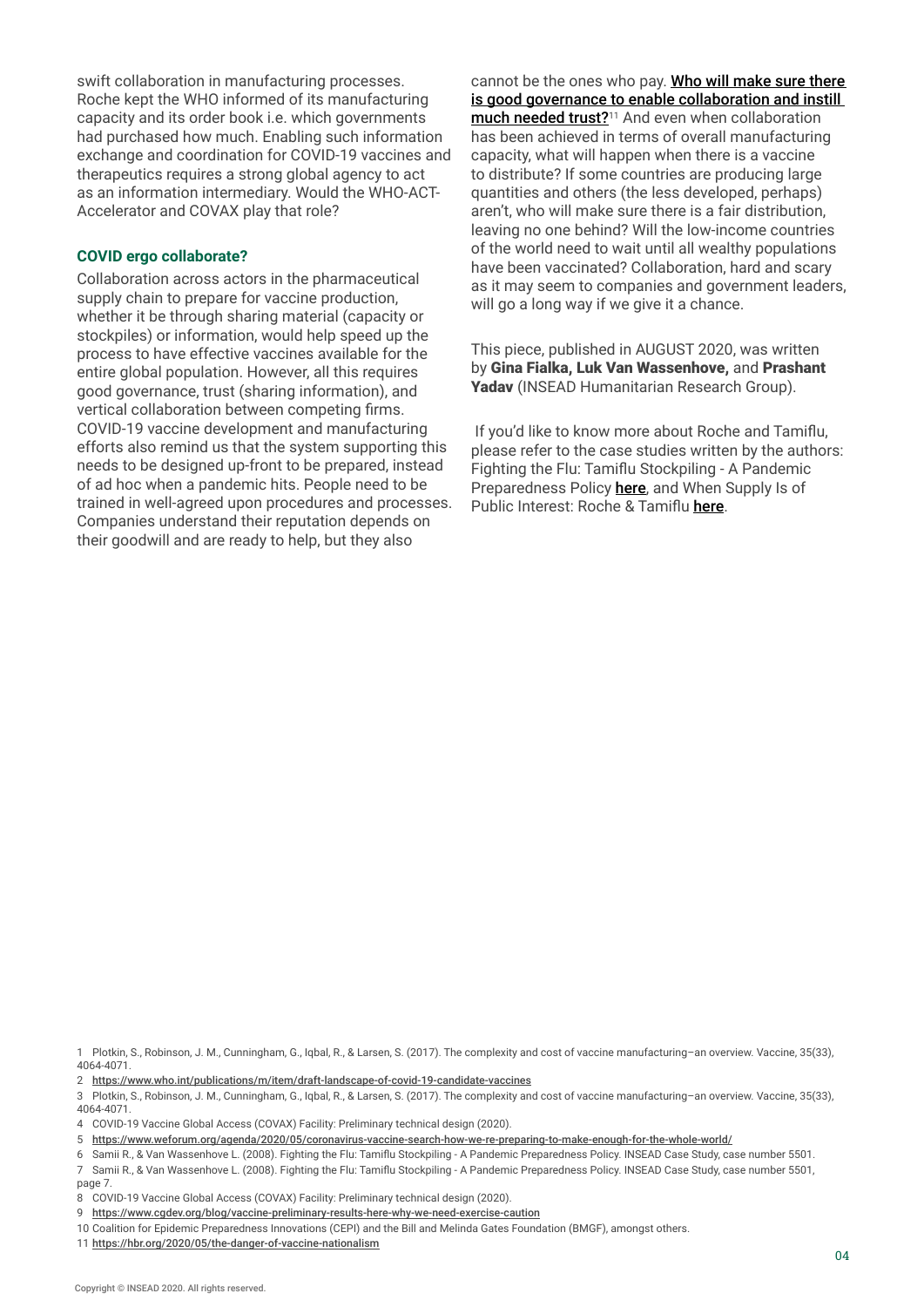swift collaboration in manufacturing processes. Roche kept the WHO informed of its manufacturing capacity and its order book i.e. which governments had purchased how much. Enabling such information exchange and coordination for COVID-19 vaccines and therapeutics requires a strong global agency to act as an information intermediary. Would the WHO-ACT-Accelerator and COVAX play that role?

### COVID ergo collaborate?

Collaboration across actors in the pharmaceutical supply chain to prepare for vaccine production, whether it be through sharing material (capacity or stockpiles) or information, would help speed up the process to have effective vaccines available for the entire global population. However, all this requires good governance, trust (sharing information), and vertical collaboration between competing firms. COVID-19 vaccine development and manufacturing efforts also remind us that the system supporting this needs to be designed up-front to be prepared, instead of ad hoc when a pandemic hits. People need to be trained in well-agreed upon procedures and processes. Companies understand their reputation depends on their goodwill and are ready to help, but they also cannot be the ones who pay. **Who will make sure there is good governance to enable collaboration and instill much needed trust?**[11] And even when collaboration has been achieved in terms of overall manufacturing capacity, what will happen when there is a vaccine to distribute? If some countries are producing large quantities and others (the less developed, perhaps) aren't, who will make sure there is a fair distribution, leaving no one behind? Will the low-income countries of the world need to wait until all wealthy populations have been vaccinated? Collaboration, hard and scary as it may seem to companies and government leaders, will go a long way if we give it a chance.

This piece, published in AUGUST 2020, was written by **Gina Fialka, Luk Van Wassenhove,** and **Prashant Yadav** (INSEAD Humanitarian Research Group).

If you'd like to know more about Roche and Tamiflu, please refer to the case studies written by the authors: Fighting the Flu: Tamiflu Stockpiling - A Pandemic Preparedness Policy here, and When Supply Is of Public Interest: Roche & Tamiflu here.

1 Plotkin, S., Robinson, J. M., Cunningham, G., Iqbal, R., & Larsen, S. (2017). The complexity and cost of vaccine manufacturing–an overview. Vaccine, 35(33), 4064-4071.

2 https://www.who.int/publications/m/item/draft-landscape-of-covid-19-candidate-vaccines

3 Plotkin, S., Robinson, J. M., Cunningham, G., Iqbal, R., & Larsen, S. (2017). The complexity and cost of vaccine manufacturing–an overview. Vaccine, 35(33), 4064-4071.

4 COVID-19 Vaccine Global Access (COVAX) Facility: Preliminary technical design (2020).

5 https://www.weforum.org/agenda/2020/05/coronavirus-vaccine-search-how-we-re-preparing-to-make-enough-for-the-whole-world/

6 Samii R., & Van Wassenhove L. (2008). Fighting the Flu: Tamiflu Stockpiling - A Pandemic Preparedness Policy. INSEAD Case Study, case number 5501.

7 Samii R., & Van Wassenhove L. (2008). Fighting the Flu: Tamiflu Stockpiling - A Pandemic Preparedness Policy. INSEAD Case Study, case number 5501, page 7.

8 COVID-19 Vaccine Global Access (COVAX) Facility: Preliminary technical design (2020).

9 https://www.cgdev.org/blog/vaccine-preliminary-results-here-why-we-need-exercise-caution

10 Coalition for Epidemic Preparedness Innovations (CEPI) and the Bill and Melinda Gates Foundation (BMGF), amongst others.

11 https://hbr.org/2020/05/the-danger-of-vaccine-nationalism

Copyright © INSEAD 2020. All rights reserved.